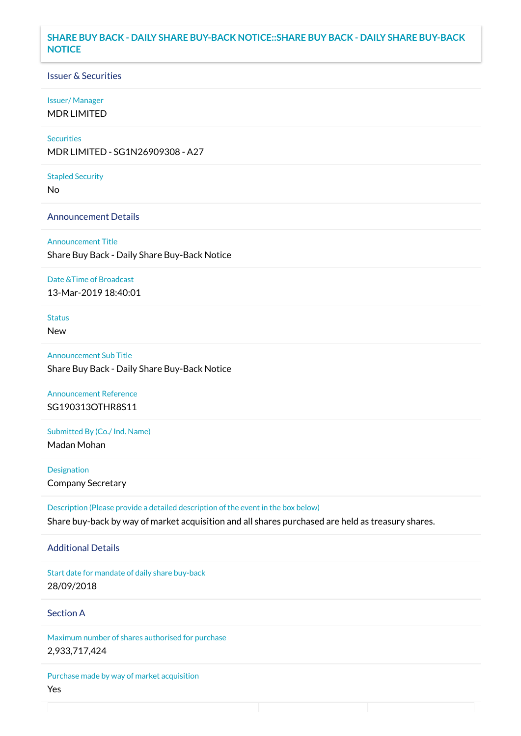# SHARE BUY BACK - DAILY SHARE BUY-BACK NOTICE::SHARE BUY BACK - DAILY SHARE BUY-BACK NOTICE

## Issuer & Securities

**Issuer/ Manager**
MDR LIMITED

**Securities**
MDR LIMITED - SG1N26909308 - A27

**Stapled Security**
No

## Announcement Details

**Announcement Title**
Share Buy Back - Daily Share Buy-Back Notice

**Date &Time of Broadcast**
13-Mar-2019 18:40:01

**Status**
New

**Announcement Sub Title**
Share Buy Back - Daily Share Buy-Back Notice

**Announcement Reference**
SG190313OTHR8S11

**Submitted By (Co./ Ind. Name)**
Madan Mohan

**Designation**
Company Secretary

**Description (Please provide a detailed description of the event in the box below)**
Share buy-back by way of market acquisition and all shares purchased are held as treasury shares.

## Additional Details

**Start date for mandate of daily share buy-back**
28/09/2018

## Section A

**Maximum number of shares authorised for purchase**
2,933,717,424

**Purchase made by way of market acquisition**
Yes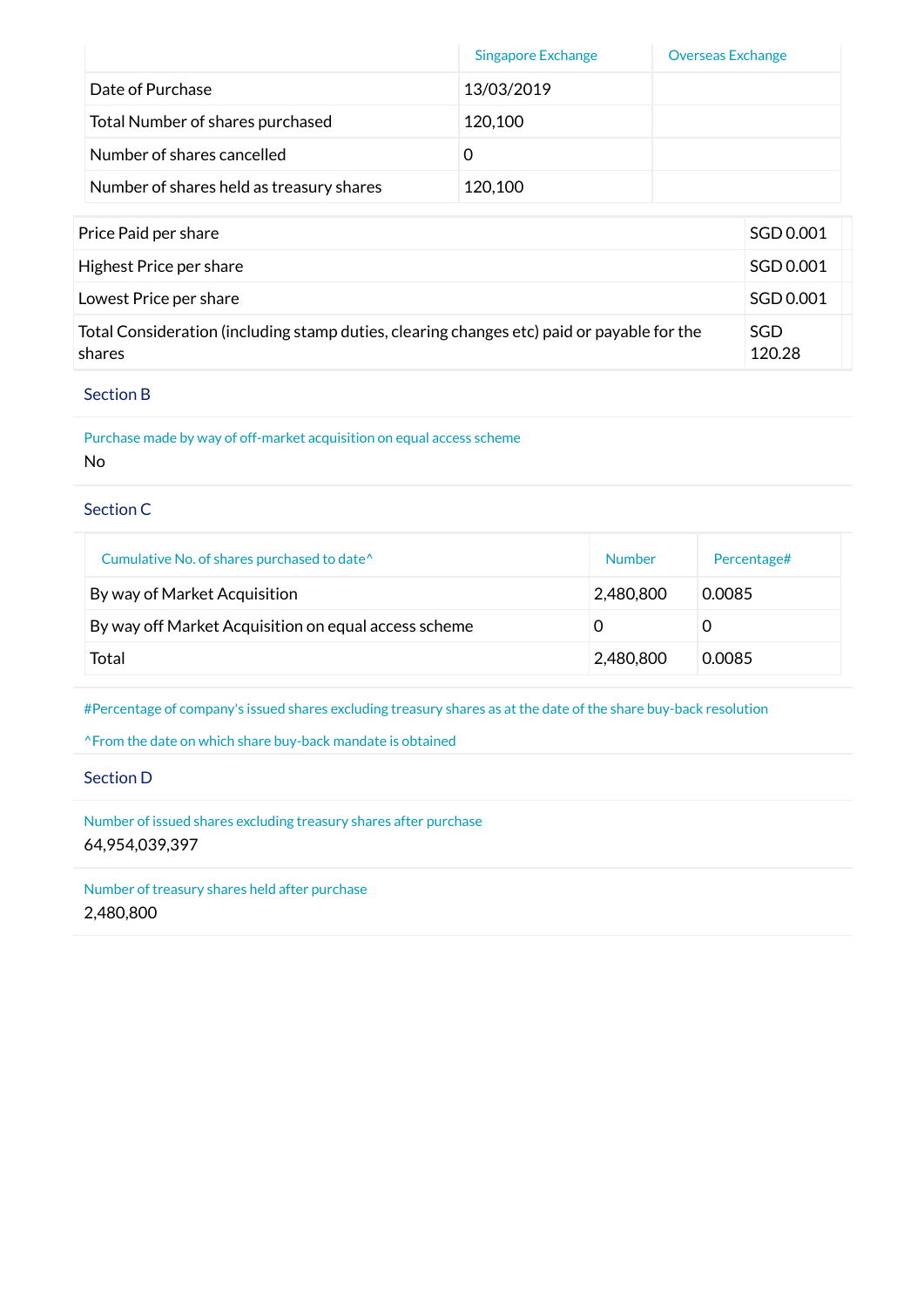| | Singapore Exchange | Overseas Exchange |
|---|---|---|
| Date of Purchase | 13/03/2019 | |
| Total Number of shares purchased | 120,100 | |
| Number of shares cancelled | 0 | |
| Number of shares held as treasury shares | 120,100 | |

| | |
|---|---|
| Price Paid per share | SGD 0.001 |
| Highest Price per share | SGD 0.001 |
| Lowest Price per share | SGD 0.001 |
| Total Consideration (including stamp duties, clearing changes etc) paid or payable for the shares | SGD 120.28 |

## Section B

Purchase made by way of off-market acquisition on equal access scheme

No

## Section C

| Cumulative No. of shares purchased to date^ | Number | Percentage# |
|---|---|---|
| By way of Market Acquisition | 2,480,800 | 0.0085 |
| By way off Market Acquisition on equal access scheme | 0 | 0 |
| Total | 2,480,800 | 0.0085 |

#Percentage of company's issued shares excluding treasury shares as at the date of the share buy-back resolution

^From the date on which share buy-back mandate is obtained

## Section D

Number of issued shares excluding treasury shares after purchase

64,954,039,397

Number of treasury shares held after purchase

2,480,800